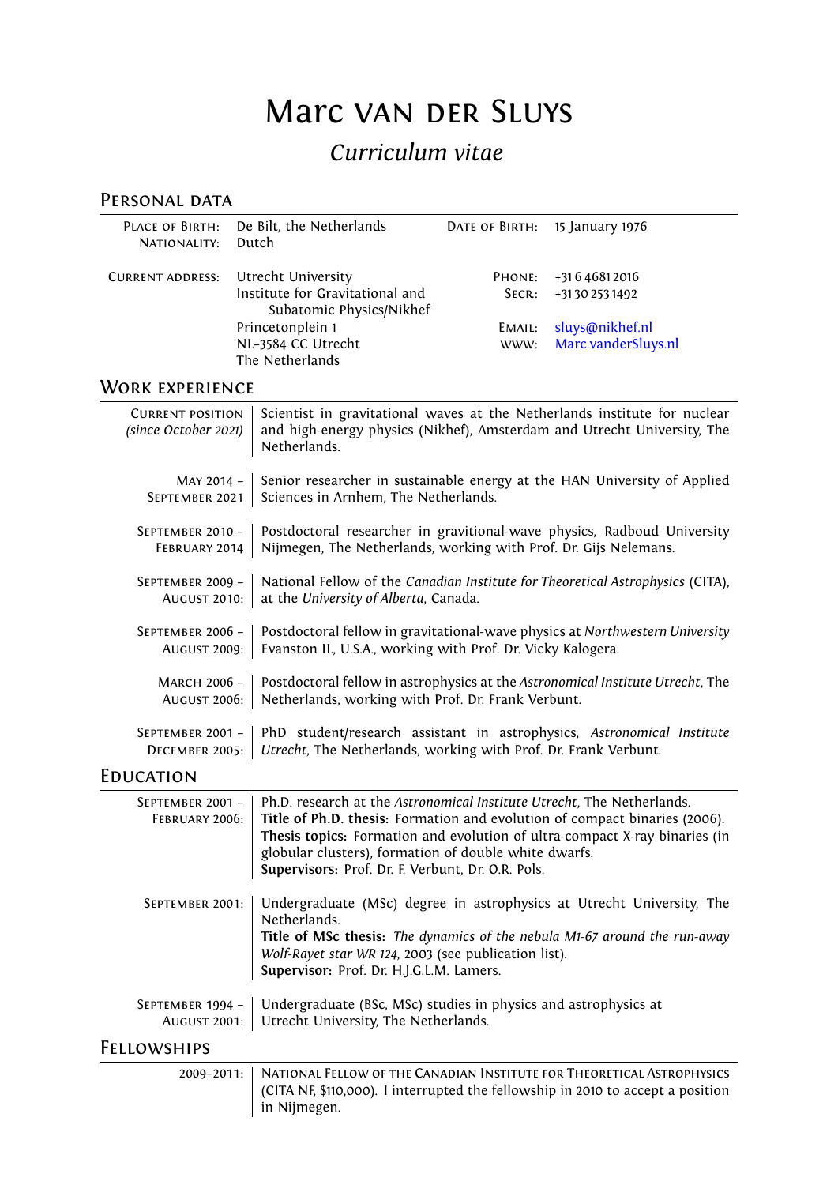# Marc van der Sluys

## *Curriculum vitae*

## Personal data

| | | | |
|---|---|---|---|
| Place of Birth: | De Bilt, the Netherlands | Date of Birth: | 15 January 1976 |
| Nationality: | Dutch | | |
| Current address: | Utrecht University<br>Institute for Gravitational and Subatomic Physics/Nikhef<br>Princetonplein 1<br>NL-3584 CC Utrecht<br>The Netherlands | Phone:<br>Secr.:<br>Email:<br>www: | +31 6 4681 2016<br>+31 30 253 1492<br>sluys@nikhef.nl<br>Marc.vanderSluys.nl |

## Work experience

| | |
|---|---|
| Current position *(since October 2021)* | Scientist in gravitational waves at the Netherlands institute for nuclear and high-energy physics (Nikhef), Amsterdam and Utrecht University, The Netherlands. |
| May 2014 – September 2021 | Senior researcher in sustainable energy at the HAN University of Applied Sciences in Arnhem, The Netherlands. |
| September 2010 – February 2014 | Postdoctoral researcher in gravitional-wave physics, Radboud University Nijmegen, The Netherlands, working with Prof. Dr. Gijs Nelemans. |
| September 2009 – August 2010: | National Fellow of the *Canadian Institute for Theoretical Astrophysics* (CITA), at the *University of Alberta*, Canada. |
| September 2006 – August 2009: | Postdoctoral fellow in gravitational-wave physics at *Northwestern University* Evanston IL, U.S.A., working with Prof. Dr. Vicky Kalogera. |
| March 2006 – August 2006: | Postdoctoral fellow in astrophysics at the *Astronomical Institute Utrecht*, The Netherlands, working with Prof. Dr. Frank Verbunt. |
| September 2001 – December 2005: | PhD student/research assistant in astrophysics, *Astronomical Institute Utrecht*, The Netherlands, working with Prof. Dr. Frank Verbunt. |

## Education

| | |
|---|---|
| September 2001 – February 2006: | Ph.D. research at the *Astronomical Institute Utrecht*, The Netherlands.<br>**Title of Ph.D. thesis:** Formation and evolution of compact binaries (2006).<br>**Thesis topics:** Formation and evolution of ultra-compact X-ray binaries (in globular clusters), formation of double white dwarfs.<br>**Supervisors:** Prof. Dr. F. Verbunt, Dr. O.R. Pols. |
| September 2001: | Undergraduate (MSc) degree in astrophysics at Utrecht University, The Netherlands.<br>**Title of MSc thesis:** *The dynamics of the nebula M1-67 around the run-away Wolf-Rayet star WR 124*, 2003 (see publication list).<br>**Supervisor:** Prof. Dr. H.J.G.L.M. Lamers. |
| September 1994 – August 2001: | Undergraduate (BSc, MSc) studies in physics and astrophysics at Utrecht University, The Netherlands. |

## Fellowships

| | |
|---|---|
| 2009–2011: | National Fellow of the Canadian Institute for Theoretical Astrophysics (CITA NF, $110,000). I interrupted the fellowship in 2010 to accept a position in Nijmegen. |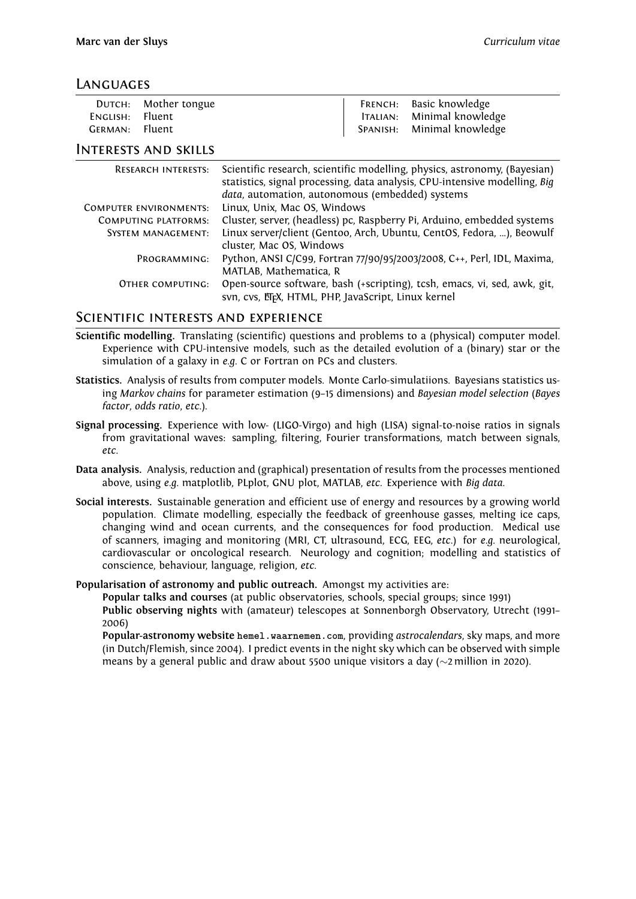## Languages

| | | | |
|---|---|---|---|
| Dutch: | Mother tongue | French: | Basic knowledge |
| English: | Fluent | Italian: | Minimal knowledge |
| German: | Fluent | Spanish: | Minimal knowledge |

## Interests and skills

| | |
|---|---|
| Research interests: | Scientific research, scientific modelling, physics, astronomy, (Bayesian) statistics, signal processing, data analysis, CPU-intensive modelling, *Big data*, automation, autonomous (embedded) systems |
| Computer environments: | Linux, Unix, Mac OS, Windows |
| Computing platforms: | Cluster, server, (headless) pc, Raspberry Pi, Arduino, embedded systems |
| System management: | Linux server/client (Gentoo, Arch, Ubuntu, CentOS, Fedora, ...), Beowulf cluster, Mac OS, Windows |
| Programming: | Python, ANSI C/C99, Fortran 77/90/95/2003/2008, C++, Perl, IDL, Maxima, MATLAB, Mathematica, R |
| Other computing: | Open-source software, bash (+scripting), tcsh, emacs, vi, sed, awk, git, svn, cvs, LaTeX, HTML, PHP, JavaScript, Linux kernel |

## Scientific interests and experience

**Scientific modelling.** Translating (scientific) questions and problems to a (physical) computer model. Experience with CPU-intensive models, such as the detailed evolution of a (binary) star or the simulation of a galaxy in *e.g.* C or Fortran on PCs and clusters.

**Statistics.** Analysis of results from computer models. Monte Carlo-simulatiions. Bayesians statistics using *Markov chains* for parameter estimation (9–15 dimensions) and *Bayesian model selection* (*Bayes factor*, *odds ratio*, *etc.*).

**Signal processing.** Experience with low- (LIGO-Virgo) and high (LISA) signal-to-noise ratios in signals from gravitational waves: sampling, filtering, Fourier transformations, match between signals, *etc.*

**Data analysis.** Analysis, reduction and (graphical) presentation of results from the processes mentioned above, using *e.g.* matplotlib, PLplot, GNU plot, MATLAB, *etc.* Experience with *Big data*.

**Social interests.** Sustainable generation and efficient use of energy and resources by a growing world population. Climate modelling, especially the feedback of greenhouse gasses, melting ice caps, changing wind and ocean currents, and the consequences for food production. Medical use of scanners, imaging and monitoring (MRI, CT, ultrasound, ECG, EEG, *etc.*) for *e.g.* neurological, cardiovascular or oncological research. Neurology and cognition; modelling and statistics of conscience, behaviour, language, religion, *etc.*

**Popularisation of astronomy and public outreach.** Amongst my activities are:

**Popular talks and courses** (at public observatories, schools, special groups; since 1991)

**Public observing nights** with (amateur) telescopes at Sonnenborgh Observatory, Utrecht (1991–2006)

**Popular-astronomy website** `hemel.waarnemen.com`, providing *astrocalendars*, sky maps, and more (in Dutch/Flemish, since 2004). I predict events in the night sky which can be observed with simple means by a general public and draw about 5500 unique visitors a day ($\sim$2 million in 2020).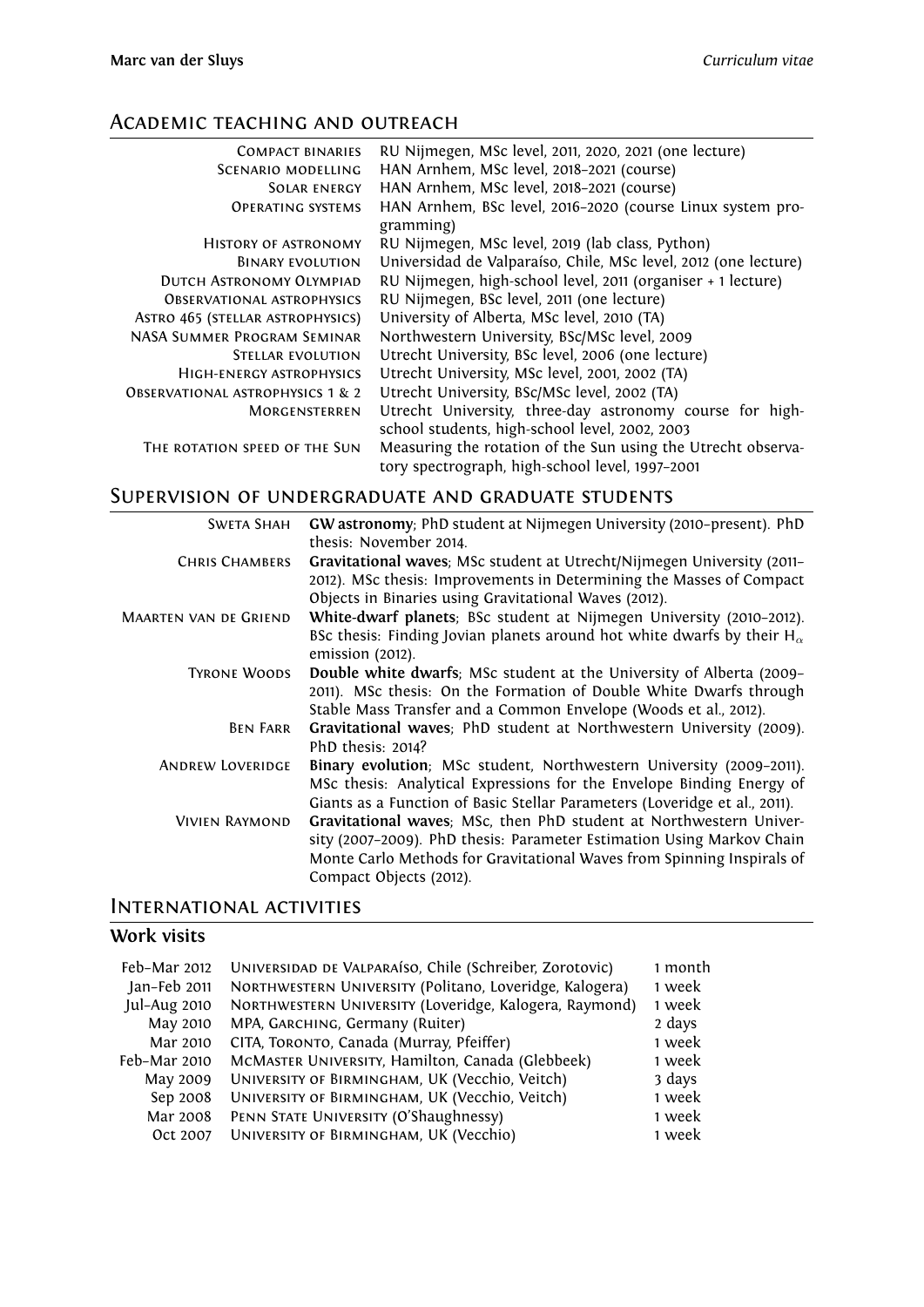## Academic teaching and outreach

| | |
|---|---|
| Compact binaries | RU Nijmegen, MSc level, 2011, 2020, 2021 (one lecture) |
| Scenario modelling | HAN Arnhem, MSc level, 2018–2021 (course) |
| Solar energy | HAN Arnhem, MSc level, 2018–2021 (course) |
| Operating systems | HAN Arnhem, BSc level, 2016–2020 (course Linux system programming) |
| History of astronomy | RU Nijmegen, MSc level, 2019 (lab class, Python) |
| Binary evolution | Universidad de Valparaíso, Chile, MSc level, 2012 (one lecture) |
| Dutch Astronomy Olympiad | RU Nijmegen, high-school level, 2011 (organiser + 1 lecture) |
| Observational astrophysics | RU Nijmegen, BSc level, 2011 (one lecture) |
| Astro 465 (stellar astrophysics) | University of Alberta, MSc level, 2010 (TA) |
| NASA Summer Program Seminar | Northwestern University, BSc/MSc level, 2009 |
| Stellar evolution | Utrecht University, BSc level, 2006 (one lecture) |
| High-energy astrophysics | Utrecht University, MSc level, 2001, 2002 (TA) |
| Observational astrophysics 1 & 2 | Utrecht University, BSc/MSc level, 2002 (TA) |
| Morgensterren | Utrecht University, three-day astronomy course for high-school students, high-school level, 2002, 2003 |
| The rotation speed of the Sun | Measuring the rotation of the Sun using the Utrecht observatory spectrograph, high-school level, 1997–2001 |

## Supervision of undergraduate and graduate students

| | |
|---|---|
| Sweta Shah | **GW astronomy**; PhD student at Nijmegen University (2010–present). PhD thesis: November 2014. |
| Chris Chambers | **Gravitational waves**; MSc student at Utrecht/Nijmegen University (2011–2012). MSc thesis: Improvements in Determining the Masses of Compact Objects in Binaries using Gravitational Waves (2012). |
| Maarten van de Griend | **White-dwarf planets**; BSc student at Nijmegen University (2010–2012). BSc thesis: Finding Jovian planets around hot white dwarfs by their $H_\alpha$ emission (2012). |
| Tyrone Woods | **Double white dwarfs**; MSc student at the University of Alberta (2009–2011). MSc thesis: On the Formation of Double White Dwarfs through Stable Mass Transfer and a Common Envelope (Woods et al., 2012). |
| Ben Farr | **Gravitational waves**; PhD student at Northwestern University (2009). PhD thesis: 2014? |
| Andrew Loveridge | **Binary evolution**; MSc student, Northwestern University (2009–2011). MSc thesis: Analytical Expressions for the Envelope Binding Energy of Giants as a Function of Basic Stellar Parameters (Loveridge et al., 2011). |
| Vivien Raymond | **Gravitational waves**; MSc, then PhD student at Northwestern University (2007–2009). PhD thesis: Parameter Estimation Using Markov Chain Monte Carlo Methods for Gravitational Waves from Spinning Inspirals of Compact Objects (2012). |

## International activities

### Work visits

| | | |
|---|---|---|
| Feb–Mar 2012 | Universidad de Valparaíso, Chile (Schreiber, Zorotovic) | 1 month |
| Jan–Feb 2011 | Northwestern University (Politano, Loveridge, Kalogera) | 1 week |
| Jul–Aug 2010 | Northwestern University (Loveridge, Kalogera, Raymond) | 1 week |
| May 2010 | MPA, Garching, Germany (Ruiter) | 2 days |
| Mar 2010 | CITA, Toronto, Canada (Murray, Pfeiffer) | 1 week |
| Feb–Mar 2010 | McMaster University, Hamilton, Canada (Glebbeek) | 1 week |
| May 2009 | University of Birmingham, UK (Vecchio, Veitch) | 3 days |
| Sep 2008 | University of Birmingham, UK (Vecchio, Veitch) | 1 week |
| Mar 2008 | Penn State University (O'Shaughnessy) | 1 week |
| Oct 2007 | University of Birmingham, UK (Vecchio) | 1 week |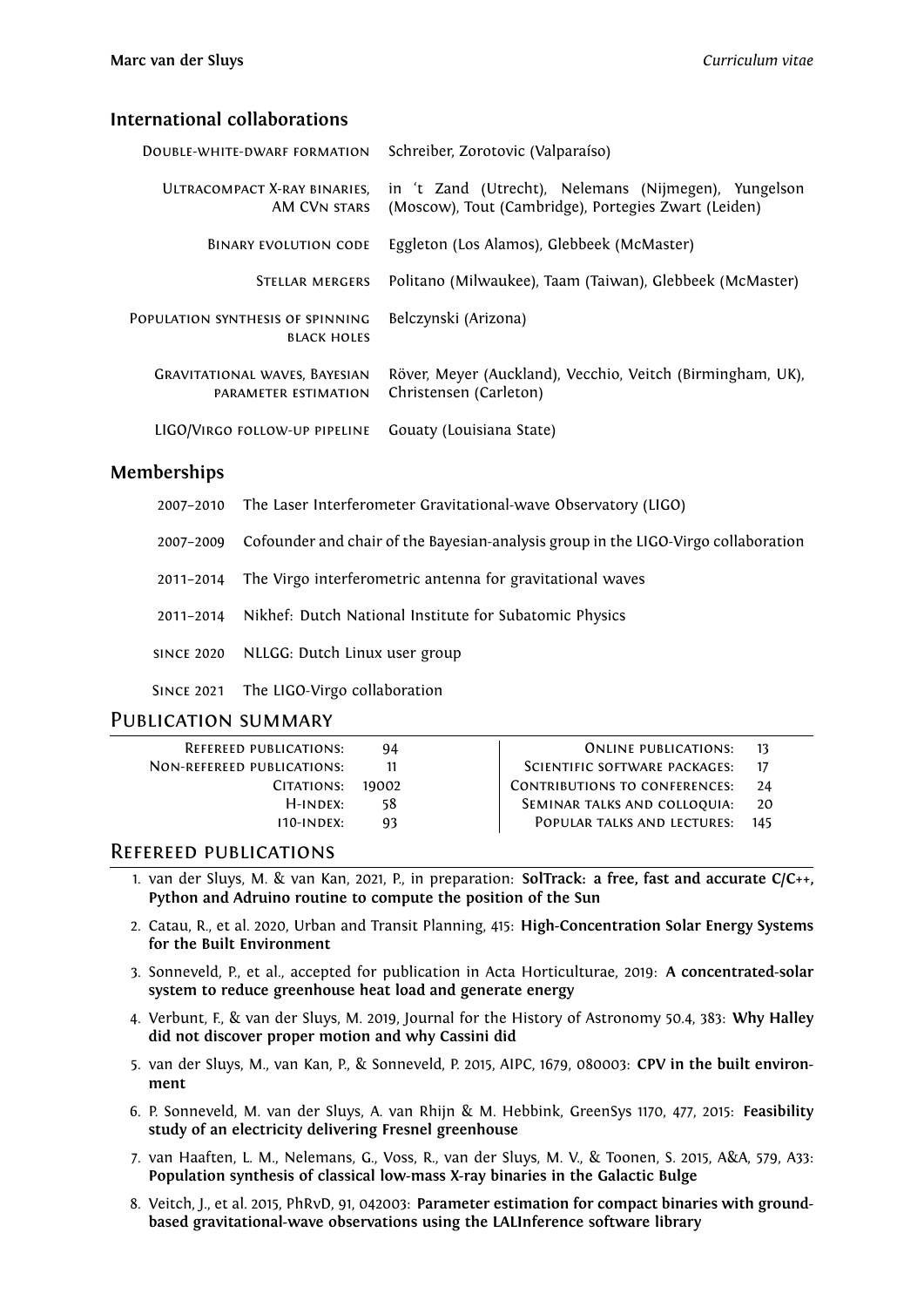## International collaborations

| | |
|---|---|
| Double-white-dwarf formation | Schreiber, Zorotovic (Valparaíso) |
| Ultracompact X-ray binaries, AM CVn stars | in 't Zand (Utrecht), Nelemans (Nijmegen), Yungelson (Moscow), Tout (Cambridge), Portegies Zwart (Leiden) |
| Binary evolution code | Eggleton (Los Alamos), Glebbeek (McMaster) |
| Stellar mergers | Politano (Milwaukee), Taam (Taiwan), Glebbeek (McMaster) |
| Population synthesis of spinning black holes | Belczynski (Arizona) |
| Gravitational waves, Bayesian parameter estimation | Röver, Meyer (Auckland), Vecchio, Veitch (Birmingham, UK), Christensen (Carleton) |
| LIGO/Virgo follow-up pipeline | Gouaty (Louisiana State) |

## Memberships

| | |
|---|---|
| 2007–2010 | The Laser Interferometer Gravitational-wave Observatory (LIGO) |
| 2007–2009 | Cofounder and chair of the Bayesian-analysis group in the LIGO-Virgo collaboration |
| 2011–2014 | The Virgo interferometric antenna for gravitational waves |
| 2011–2014 | Nikhef: Dutch National Institute for Subatomic Physics |
| since 2020 | NLLGG: Dutch Linux user group |
| Since 2021 | The LIGO-Virgo collaboration |

# Publication summary

| | | | |
|---|---|---|---|
| Refereed publications: | 94 | Online publications: | 13 |
| Non-refereed publications: | 11 | Scientific software packages: | 17 |
| Citations: | 19002 | Contributions to conferences: | 24 |
| H-index: | 58 | Seminar talks and colloquia: | 20 |
| i10-index: | 93 | Popular talks and lectures: | 145 |

# Refereed publications

1. van der Sluys, M. & van Kan, 2021, P., in preparation: **SolTrack: a free, fast and accurate C/C++, Python and Adruino routine to compute the position of the Sun**
2. Catau, R., et al. 2020, Urban and Transit Planning, 415: **High-Concentration Solar Energy Systems for the Built Environment**
3. Sonneveld, P., et al., accepted for publication in Acta Horticulturae, 2019: **A concentrated-solar system to reduce greenhouse heat load and generate energy**
4. Verbunt, F., & van der Sluys, M. 2019, Journal for the History of Astronomy 50.4, 383: **Why Halley did not discover proper motion and why Cassini did**
5. van der Sluys, M., van Kan, P., & Sonneveld, P. 2015, AIPC, 1679, 080003: **CPV in the built environment**
6. P. Sonneveld, M. van der Sluys, A. van Rhijn & M. Hebbink, GreenSys 1170, 477, 2015: **Feasibility study of an electricity delivering Fresnel greenhouse**
7. van Haaften, L. M., Nelemans, G., Voss, R., van der Sluys, M. V., & Toonen, S. 2015, A&A, 579, A33: **Population synthesis of classical low-mass X-ray binaries in the Galactic Bulge**
8. Veitch, J., et al. 2015, PhRvD, 91, 042003: **Parameter estimation for compact binaries with ground-based gravitational-wave observations using the LALInference software library**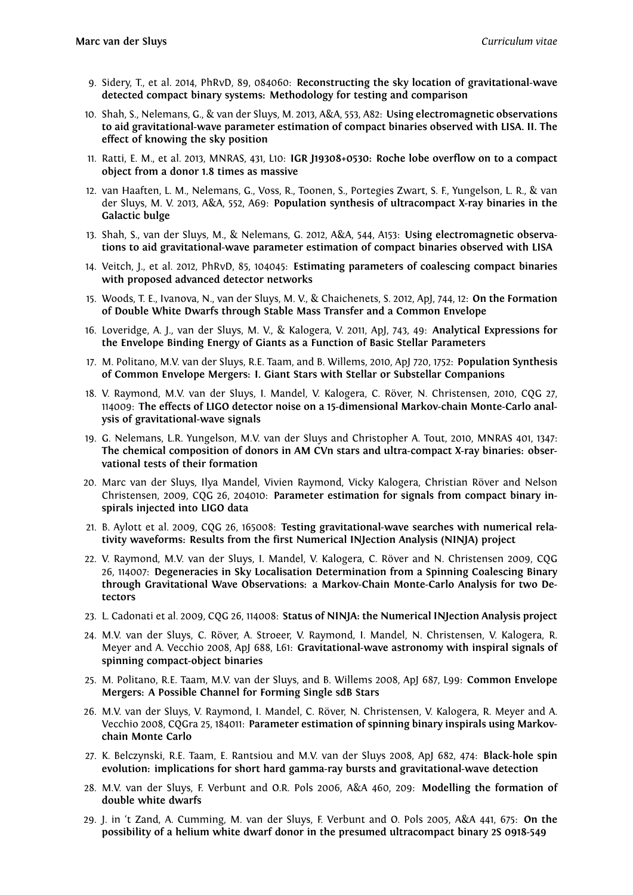9. Sidery, T., et al. 2014, PhRvD, 89, 084060: **Reconstructing the sky location of gravitational-wave detected compact binary systems: Methodology for testing and comparison**
10. Shah, S., Nelemans, G., & van der Sluys, M. 2013, A&A, 553, A82: **Using electromagnetic observations to aid gravitational-wave parameter estimation of compact binaries observed with LISA. II. The effect of knowing the sky position**
11. Ratti, E. M., et al. 2013, MNRAS, 431, L10: **IGR J19308+0530: Roche lobe overflow on to a compact object from a donor 1.8 times as massive**
12. van Haaften, L. M., Nelemans, G., Voss, R., Toonen, S., Portegies Zwart, S. F., Yungelson, L. R., & van der Sluys, M. V. 2013, A&A, 552, A69: **Population synthesis of ultracompact X-ray binaries in the Galactic bulge**
13. Shah, S., van der Sluys, M., & Nelemans, G. 2012, A&A, 544, A153: **Using electromagnetic observations to aid gravitational-wave parameter estimation of compact binaries observed with LISA**
14. Veitch, J., et al. 2012, PhRvD, 85, 104045: **Estimating parameters of coalescing compact binaries with proposed advanced detector networks**
15. Woods, T. E., Ivanova, N., van der Sluys, M. V., & Chaichenets, S. 2012, ApJ, 744, 12: **On the Formation of Double White Dwarfs through Stable Mass Transfer and a Common Envelope**
16. Loveridge, A. J., van der Sluys, M. V., & Kalogera, V. 2011, ApJ, 743, 49: **Analytical Expressions for the Envelope Binding Energy of Giants as a Function of Basic Stellar Parameters**
17. M. Politano, M.V. van der Sluys, R.E. Taam, and B. Willems, 2010, ApJ 720, 1752: **Population Synthesis of Common Envelope Mergers: I. Giant Stars with Stellar or Substellar Companions**
18. V. Raymond, M.V. van der Sluys, I. Mandel, V. Kalogera, C. Röver, N. Christensen, 2010, CQG 27, 114009: **The effects of LIGO detector noise on a 15-dimensional Markov-chain Monte-Carlo analysis of gravitational-wave signals**
19. G. Nelemans, L.R. Yungelson, M.V. van der Sluys and Christopher A. Tout, 2010, MNRAS 401, 1347: **The chemical composition of donors in AM CVn stars and ultra-compact X-ray binaries: observational tests of their formation**
20. Marc van der Sluys, Ilya Mandel, Vivien Raymond, Vicky Kalogera, Christian Röver and Nelson Christensen, 2009, CQG 26, 204010: **Parameter estimation for signals from compact binary inspirals injected into LIGO data**
21. B. Aylott et al. 2009, CQG 26, 165008: **Testing gravitational-wave searches with numerical relativity waveforms: Results from the first Numerical INJection Analysis (NINJA) project**
22. V. Raymond, M.V. van der Sluys, I. Mandel, V. Kalogera, C. Röver and N. Christensen 2009, CQG 26, 114007: **Degeneracies in Sky Localisation Determination from a Spinning Coalescing Binary through Gravitational Wave Observations: a Markov-Chain Monte-Carlo Analysis for two Detectors**
23. L. Cadonati et al. 2009, CQG 26, 114008: **Status of NINJA: the Numerical INJection Analysis project**
24. M.V. van der Sluys, C. Röver, A. Stroeer, V. Raymond, I. Mandel, N. Christensen, V. Kalogera, R. Meyer and A. Vecchio 2008, ApJ 688, L61: **Gravitational-wave astronomy with inspiral signals of spinning compact-object binaries**
25. M. Politano, R.E. Taam, M.V. van der Sluys, and B. Willems 2008, ApJ 687, L99: **Common Envelope Mergers: A Possible Channel for Forming Single sdB Stars**
26. M.V. van der Sluys, V. Raymond, I. Mandel, C. Röver, N. Christensen, V. Kalogera, R. Meyer and A. Vecchio 2008, CQGra 25, 184011: **Parameter estimation of spinning binary inspirals using Markov-chain Monte Carlo**
27. K. Belczynski, R.E. Taam, E. Rantsiou and M.V. van der Sluys 2008, ApJ 682, 474: **Black-hole spin evolution: implications for short hard gamma-ray bursts and gravitational-wave detection**
28. M.V. van der Sluys, F. Verbunt and O.R. Pols 2006, A&A 460, 209: **Modelling the formation of double white dwarfs**
29. J. in 't Zand, A. Cumming, M. van der Sluys, F. Verbunt and O. Pols 2005, A&A 441, 675: **On the possibility of a helium white dwarf donor in the presumed ultracompact binary 2S 0918-549**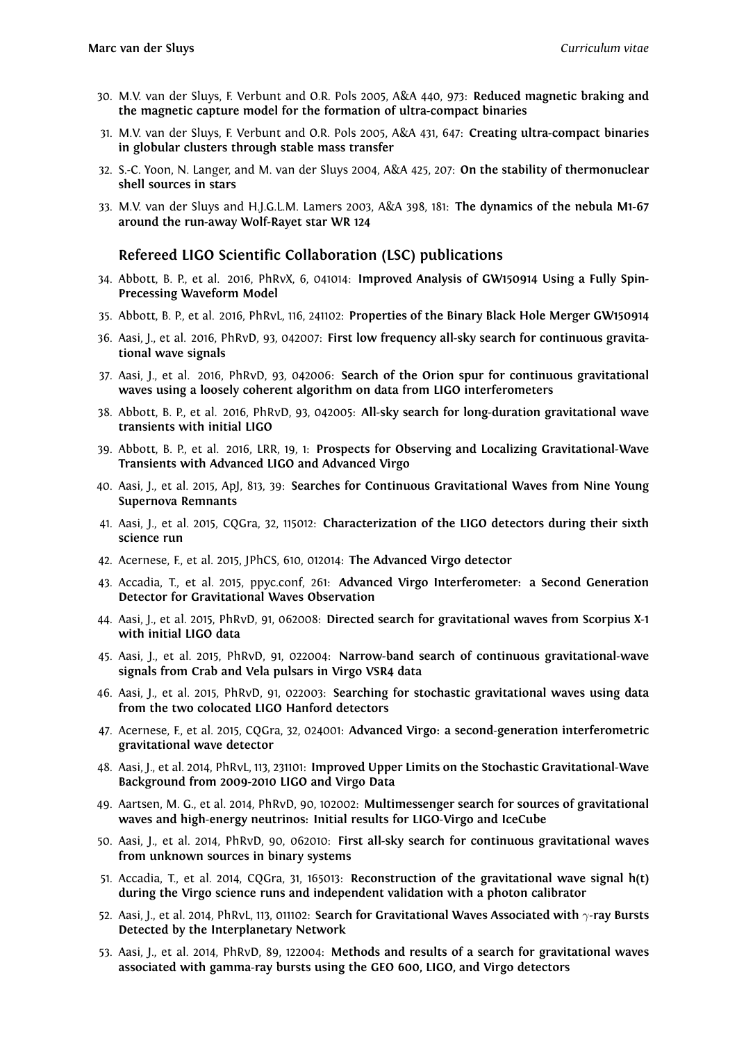30. M.V. van der Sluys, F. Verbunt and O.R. Pols 2005, A&A 440, 973: **Reduced magnetic braking and the magnetic capture model for the formation of ultra-compact binaries**
31. M.V. van der Sluys, F. Verbunt and O.R. Pols 2005, A&A 431, 647: **Creating ultra-compact binaries in globular clusters through stable mass transfer**
32. S.-C. Yoon, N. Langer, and M. van der Sluys 2004, A&A 425, 207: **On the stability of thermonuclear shell sources in stars**
33. M.V. van der Sluys and H.J.G.L.M. Lamers 2003, A&A 398, 181: **The dynamics of the nebula M1-67 around the run-away Wolf-Rayet star WR 124**

### Refereed LIGO Scientific Collaboration (LSC) publications

34. Abbott, B. P., et al. 2016, PhRvX, 6, 041014: **Improved Analysis of GW150914 Using a Fully Spin-Precessing Waveform Model**
35. Abbott, B. P., et al. 2016, PhRvL, 116, 241102: **Properties of the Binary Black Hole Merger GW150914**
36. Aasi, J., et al. 2016, PhRvD, 93, 042007: **First low frequency all-sky search for continuous gravitational wave signals**
37. Aasi, J., et al. 2016, PhRvD, 93, 042006: **Search of the Orion spur for continuous gravitational waves using a loosely coherent algorithm on data from LIGO interferometers**
38. Abbott, B. P., et al. 2016, PhRvD, 93, 042005: **All-sky search for long-duration gravitational wave transients with initial LIGO**
39. Abbott, B. P., et al. 2016, LRR, 19, 1: **Prospects for Observing and Localizing Gravitational-Wave Transients with Advanced LIGO and Advanced Virgo**
40. Aasi, J., et al. 2015, ApJ, 813, 39: **Searches for Continuous Gravitational Waves from Nine Young Supernova Remnants**
41. Aasi, J., et al. 2015, CQGra, 32, 115012: **Characterization of the LIGO detectors during their sixth science run**
42. Acernese, F., et al. 2015, JPhCS, 610, 012014: **The Advanced Virgo detector**
43. Accadia, T., et al. 2015, ppyc.conf, 261: **Advanced Virgo Interferometer: a Second Generation Detector for Gravitational Waves Observation**
44. Aasi, J., et al. 2015, PhRvD, 91, 062008: **Directed search for gravitational waves from Scorpius X-1 with initial LIGO data**
45. Aasi, J., et al. 2015, PhRvD, 91, 022004: **Narrow-band search of continuous gravitational-wave signals from Crab and Vela pulsars in Virgo VSR4 data**
46. Aasi, J., et al. 2015, PhRvD, 91, 022003: **Searching for stochastic gravitational waves using data from the two colocated LIGO Hanford detectors**
47. Acernese, F., et al. 2015, CQGra, 32, 024001: **Advanced Virgo: a second-generation interferometric gravitational wave detector**
48. Aasi, J., et al. 2014, PhRvL, 113, 231101: **Improved Upper Limits on the Stochastic Gravitational-Wave Background from 2009-2010 LIGO and Virgo Data**
49. Aartsen, M. G., et al. 2014, PhRvD, 90, 102002: **Multimessenger search for sources of gravitational waves and high-energy neutrinos: Initial results for LIGO-Virgo and IceCube**
50. Aasi, J., et al. 2014, PhRvD, 90, 062010: **First all-sky search for continuous gravitational waves from unknown sources in binary systems**
51. Accadia, T., et al. 2014, CQGra, 31, 165013: **Reconstruction of the gravitational wave signal h(t) during the Virgo science runs and independent validation with a photon calibrator**
52. Aasi, J., et al. 2014, PhRvL, 113, 011102: **Search for Gravitational Waves Associated with $\gamma$-ray Bursts Detected by the Interplanetary Network**
53. Aasi, J., et al. 2014, PhRvD, 89, 122004: **Methods and results of a search for gravitational waves associated with gamma-ray bursts using the GEO 600, LIGO, and Virgo detectors**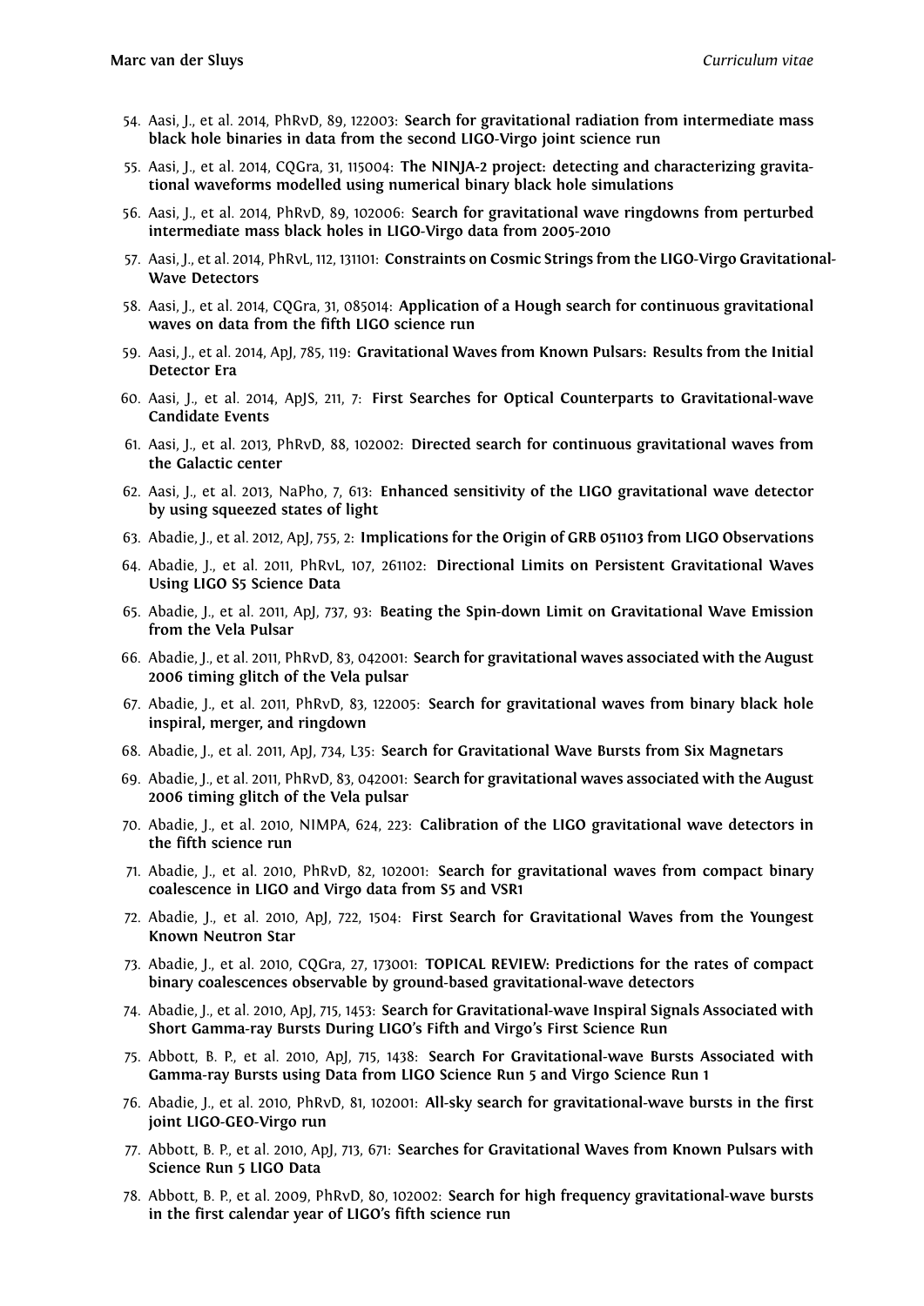54. Aasi, J., et al. 2014, PhRvD, 89, 122003: **Search for gravitational radiation from intermediate mass black hole binaries in data from the second LIGO-Virgo joint science run**
55. Aasi, J., et al. 2014, CQGra, 31, 115004: **The NINJA-2 project: detecting and characterizing gravitational waveforms modelled using numerical binary black hole simulations**
56. Aasi, J., et al. 2014, PhRvD, 89, 102006: **Search for gravitational wave ringdowns from perturbed intermediate mass black holes in LIGO-Virgo data from 2005-2010**
57. Aasi, J., et al. 2014, PhRvL, 112, 131101: **Constraints on Cosmic Strings from the LIGO-Virgo Gravitational-Wave Detectors**
58. Aasi, J., et al. 2014, CQGra, 31, 085014: **Application of a Hough search for continuous gravitational waves on data from the fifth LIGO science run**
59. Aasi, J., et al. 2014, ApJ, 785, 119: **Gravitational Waves from Known Pulsars: Results from the Initial Detector Era**
60. Aasi, J., et al. 2014, ApJS, 211, 7: **First Searches for Optical Counterparts to Gravitational-wave Candidate Events**
61. Aasi, J., et al. 2013, PhRvD, 88, 102002: **Directed search for continuous gravitational waves from the Galactic center**
62. Aasi, J., et al. 2013, NaPho, 7, 613: **Enhanced sensitivity of the LIGO gravitational wave detector by using squeezed states of light**
63. Abadie, J., et al. 2012, ApJ, 755, 2: **Implications for the Origin of GRB 051103 from LIGO Observations**
64. Abadie, J., et al. 2011, PhRvL, 107, 261102: **Directional Limits on Persistent Gravitational Waves Using LIGO S5 Science Data**
65. Abadie, J., et al. 2011, ApJ, 737, 93: **Beating the Spin-down Limit on Gravitational Wave Emission from the Vela Pulsar**
66. Abadie, J., et al. 2011, PhRvD, 83, 042001: **Search for gravitational waves associated with the August 2006 timing glitch of the Vela pulsar**
67. Abadie, J., et al. 2011, PhRvD, 83, 122005: **Search for gravitational waves from binary black hole inspiral, merger, and ringdown**
68. Abadie, J., et al. 2011, ApJ, 734, L35: **Search for Gravitational Wave Bursts from Six Magnetars**
69. Abadie, J., et al. 2011, PhRvD, 83, 042001: **Search for gravitational waves associated with the August 2006 timing glitch of the Vela pulsar**
70. Abadie, J., et al. 2010, NIMPA, 624, 223: **Calibration of the LIGO gravitational wave detectors in the fifth science run**
71. Abadie, J., et al. 2010, PhRvD, 82, 102001: **Search for gravitational waves from compact binary coalescence in LIGO and Virgo data from S5 and VSR1**
72. Abadie, J., et al. 2010, ApJ, 722, 1504: **First Search for Gravitational Waves from the Youngest Known Neutron Star**
73. Abadie, J., et al. 2010, CQGra, 27, 173001: **TOPICAL REVIEW: Predictions for the rates of compact binary coalescences observable by ground-based gravitational-wave detectors**
74. Abadie, J., et al. 2010, ApJ, 715, 1453: **Search for Gravitational-wave Inspiral Signals Associated with Short Gamma-ray Bursts During LIGO's Fifth and Virgo's First Science Run**
75. Abbott, B. P., et al. 2010, ApJ, 715, 1438: **Search For Gravitational-wave Bursts Associated with Gamma-ray Bursts using Data from LIGO Science Run 5 and Virgo Science Run 1**
76. Abadie, J., et al. 2010, PhRvD, 81, 102001: **All-sky search for gravitational-wave bursts in the first joint LIGO-GEO-Virgo run**
77. Abbott, B. P., et al. 2010, ApJ, 713, 671: **Searches for Gravitational Waves from Known Pulsars with Science Run 5 LIGO Data**
78. Abbott, B. P., et al. 2009, PhRvD, 80, 102002: **Search for high frequency gravitational-wave bursts in the first calendar year of LIGO's fifth science run**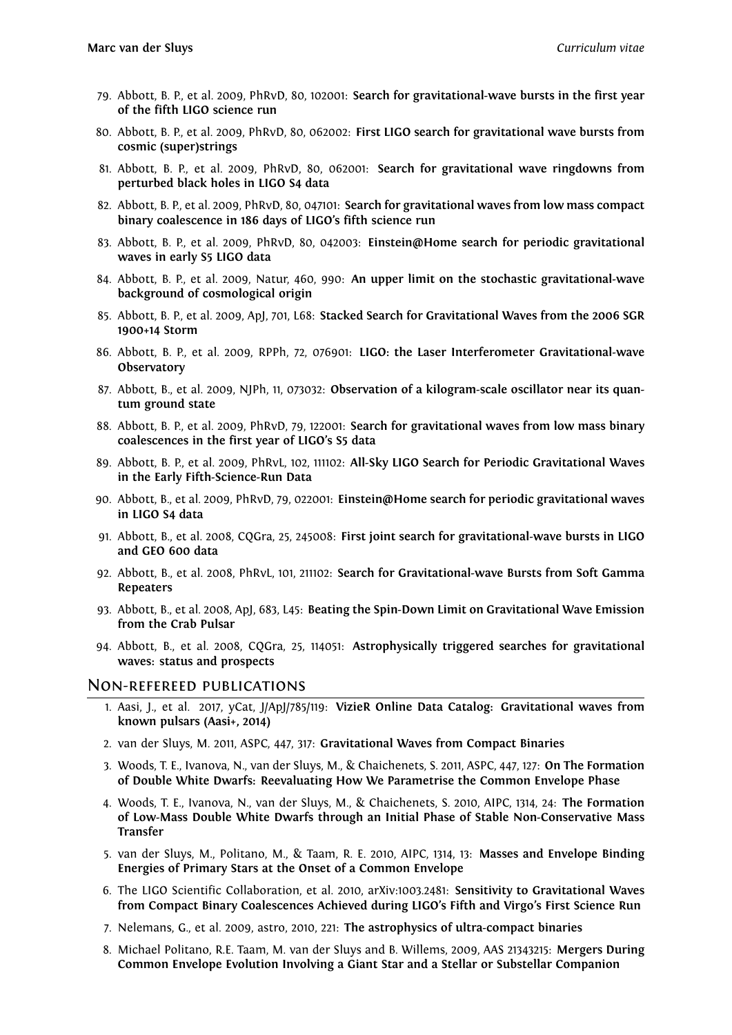79. Abbott, B. P., et al. 2009, PhRvD, 80, 102001: **Search for gravitational-wave bursts in the first year of the fifth LIGO science run**
80. Abbott, B. P., et al. 2009, PhRvD, 80, 062002: **First LIGO search for gravitational wave bursts from cosmic (super)strings**
81. Abbott, B. P., et al. 2009, PhRvD, 80, 062001: **Search for gravitational wave ringdowns from perturbed black holes in LIGO S4 data**
82. Abbott, B. P., et al. 2009, PhRvD, 80, 047101: **Search for gravitational waves from low mass compact binary coalescence in 186 days of LIGO's fifth science run**
83. Abbott, B. P., et al. 2009, PhRvD, 80, 042003: **Einstein@Home search for periodic gravitational waves in early S5 LIGO data**
84. Abbott, B. P., et al. 2009, Natur, 460, 990: **An upper limit on the stochastic gravitational-wave background of cosmological origin**
85. Abbott, B. P., et al. 2009, ApJ, 701, L68: **Stacked Search for Gravitational Waves from the 2006 SGR 1900+14 Storm**
86. Abbott, B. P., et al. 2009, RPPh, 72, 076901: **LIGO: the Laser Interferometer Gravitational-wave Observatory**
87. Abbott, B., et al. 2009, NJPh, 11, 073032: **Observation of a kilogram-scale oscillator near its quantum ground state**
88. Abbott, B. P., et al. 2009, PhRvD, 79, 122001: **Search for gravitational waves from low mass binary coalescences in the first year of LIGO's S5 data**
89. Abbott, B. P., et al. 2009, PhRvL, 102, 111102: **All-Sky LIGO Search for Periodic Gravitational Waves in the Early Fifth-Science-Run Data**
90. Abbott, B., et al. 2009, PhRvD, 79, 022001: **Einstein@Home search for periodic gravitational waves in LIGO S4 data**
91. Abbott, B., et al. 2008, CQGra, 25, 245008: **First joint search for gravitational-wave bursts in LIGO and GEO 600 data**
92. Abbott, B., et al. 2008, PhRvL, 101, 211102: **Search for Gravitational-wave Bursts from Soft Gamma Repeaters**
93. Abbott, B., et al. 2008, ApJ, 683, L45: **Beating the Spin-Down Limit on Gravitational Wave Emission from the Crab Pulsar**
94. Abbott, B., et al. 2008, CQGra, 25, 114051: **Astrophysically triggered searches for gravitational waves: status and prospects**

## Non-refereed publications

1. Aasi, J., et al. 2017, yCat, J/ApJ/785/119: **VizieR Online Data Catalog: Gravitational waves from known pulsars (Aasi+, 2014)**
2. van der Sluys, M. 2011, ASPC, 447, 317: **Gravitational Waves from Compact Binaries**
3. Woods, T. E., Ivanova, N., van der Sluys, M., & Chaichenets, S. 2011, ASPC, 447, 127: **On The Formation of Double White Dwarfs: Reevaluating How We Parametrise the Common Envelope Phase**
4. Woods, T. E., Ivanova, N., van der Sluys, M., & Chaichenets, S. 2010, AIPC, 1314, 24: **The Formation of Low-Mass Double White Dwarfs through an Initial Phase of Stable Non-Conservative Mass Transfer**
5. van der Sluys, M., Politano, M., & Taam, R. E. 2010, AIPC, 1314, 13: **Masses and Envelope Binding Energies of Primary Stars at the Onset of a Common Envelope**
6. The LIGO Scientific Collaboration, et al. 2010, arXiv:1003.2481: **Sensitivity to Gravitational Waves from Compact Binary Coalescences Achieved during LIGO's Fifth and Virgo's First Science Run**
7. Nelemans, G., et al. 2009, astro, 2010, 221: **The astrophysics of ultra-compact binaries**
8. Michael Politano, R.E. Taam, M. van der Sluys and B. Willems, 2009, AAS 21343215: **Mergers During Common Envelope Evolution Involving a Giant Star and a Stellar or Substellar Companion**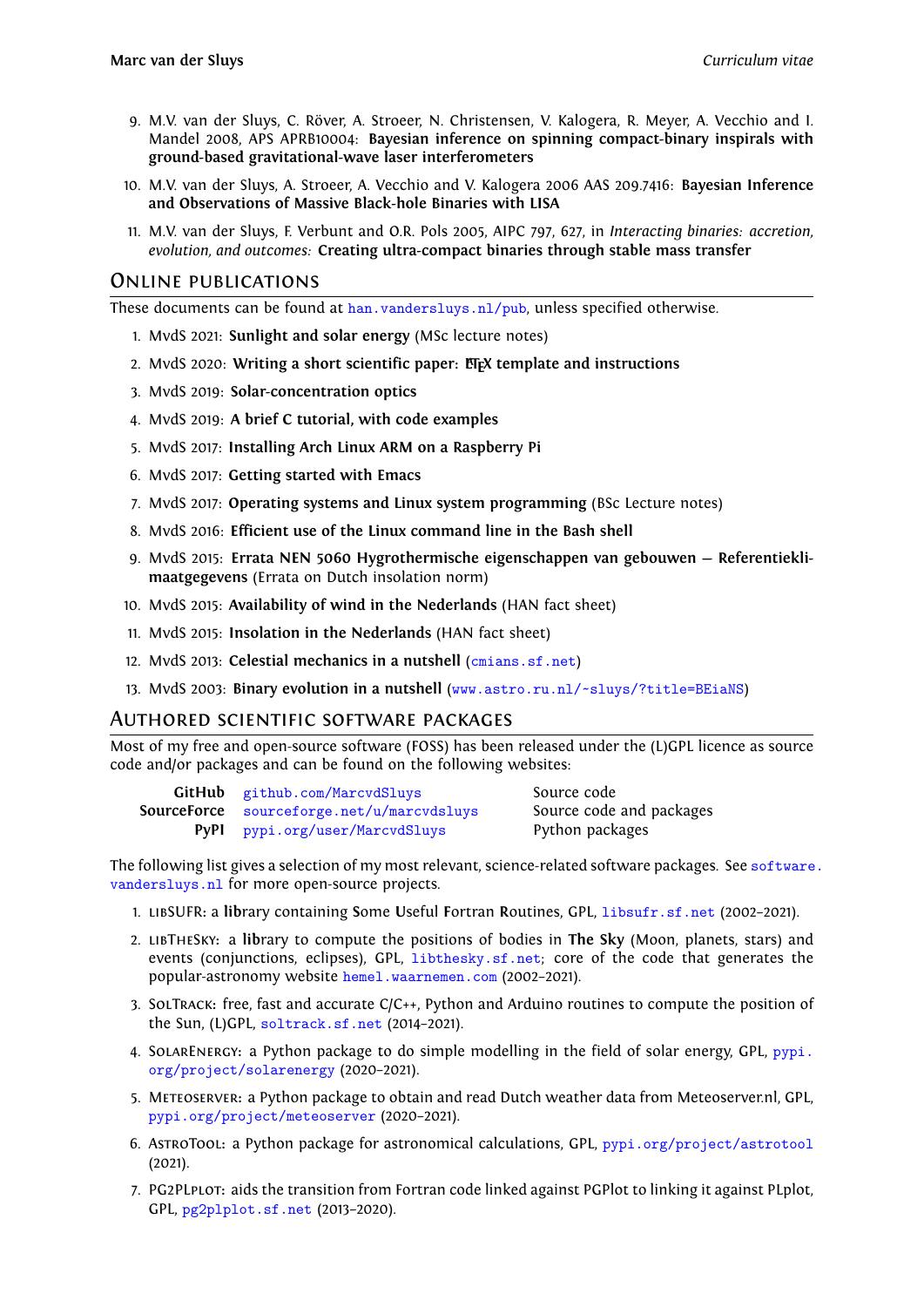9. M.V. van der Sluys, C. Röver, A. Stroeer, N. Christensen, V. Kalogera, R. Meyer, A. Vecchio and I. Mandel 2008, APS APRB10004: **Bayesian inference on spinning compact-binary inspirals with ground-based gravitational-wave laser interferometers**

10. M.V. van der Sluys, A. Stroeer, A. Vecchio and V. Kalogera 2006 AAS 209.7416: **Bayesian Inference and Observations of Massive Black-hole Binaries with LISA**

11. M.V. van der Sluys, F. Verbunt and O.R. Pols 2005, AIPC 797, 627, in *Interacting binaries: accretion, evolution, and outcomes:* **Creating ultra-compact binaries through stable mass transfer**

## Online publications

These documents can be found at han.vandersluys.nl/pub, unless specified otherwise.

1. MvdS 2021: **Sunlight and solar energy** (MSc lecture notes)
2. MvdS 2020: **Writing a short scientific paper: LaTeX template and instructions**
3. MvdS 2019: **Solar-concentration optics**
4. MvdS 2019: **A brief C tutorial, with code examples**
5. MvdS 2017: **Installing Arch Linux ARM on a Raspberry Pi**
6. MvdS 2017: **Getting started with Emacs**
7. MvdS 2017: **Operating systems and Linux system programming** (BSc Lecture notes)
8. MvdS 2016: **Efficient use of the Linux command line in the Bash shell**
9. MvdS 2015: **Errata NEN 5060 Hygrothermische eigenschappen van gebouwen – Referentieklimaatgegevens** (Errata on Dutch insolation norm)
10. MvdS 2015: **Availability of wind in the Nederlands** (HAN fact sheet)
11. MvdS 2015: **Insolation in the Nederlands** (HAN fact sheet)
12. MvdS 2013: **Celestial mechanics in a nutshell** (cmians.sf.net)
13. MvdS 2003: **Binary evolution in a nutshell** (www.astro.ru.nl/~sluys/?title=BEiaNS)

## Authored scientific software packages

Most of my free and open-source software (FOSS) has been released under the (L)GPL licence as source code and/or packages and can be found on the following websites:

| | | |
|---|---|---|
| **GitHub** | github.com/MarcvdSluys | Source code |
| **SourceForce** | sourceforge.net/u/marcvdsluys | Source code and packages |
| **PyPI** | pypi.org/user/MarcvdSluys | Python packages |

The following list gives a selection of my most relevant, science-related software packages. See software.vandersluys.nl for more open-source projects.

1. libSUFR: a **lib**rary containing **S**ome **U**seful **F**ortran **R**outines, GPL, libsufr.sf.net (2002–2021).
2. libTheSky: a **lib**rary to compute the positions of bodies in **The Sky** (Moon, planets, stars) and events (conjunctions, eclipses), GPL, libthesky.sf.net; core of the code that generates the popular-astronomy website hemel.waarnemen.com (2002–2021).
3. SolTrack: free, fast and accurate C/C++, Python and Arduino routines to compute the position of the Sun, (L)GPL, soltrack.sf.net (2014–2021).
4. SolarEnergy: a Python package to do simple modelling in the field of solar energy, GPL, pypi.org/project/solarenergy (2020–2021).
5. Meteoserver: a Python package to obtain and read Dutch weather data from Meteoserver.nl, GPL, pypi.org/project/meteoserver (2020–2021).
6. AstroTool: a Python package for astronomical calculations, GPL, pypi.org/project/astrotool (2021).
7. PG2PLplot: aids the transition from Fortran code linked against PGPlot to linking it against PLplot, GPL, pg2plplot.sf.net (2013–2020).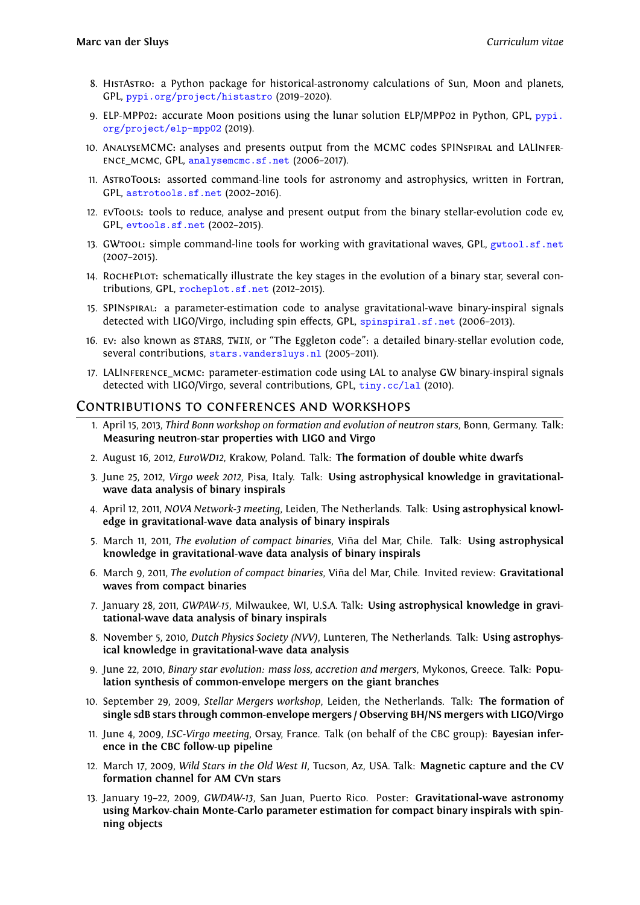8. HistAstro: a Python package for historical-astronomy calculations of Sun, Moon and planets, GPL, pypi.org/project/histastro (2019–2020).

9. ELP-MPP02: accurate Moon positions using the lunar solution ELP/MPP02 in Python, GPL, pypi.org/project/elp-mpp02 (2019).

10. AnalyseMCMC: analyses and presents output from the MCMC codes SPINspiral and LALInference_mcmc, GPL, analysemcmc.sf.net (2006–2017).

11. AstroTools: assorted command-line tools for astronomy and astrophysics, written in Fortran, GPL, astrotools.sf.net (2002–2016).

12. evTools: tools to reduce, analyse and present output from the binary stellar-evolution code ev, GPL, evtools.sf.net (2002–2015).

13. GWtool: simple command-line tools for working with gravitational waves, GPL, gwtool.sf.net (2007–2015).

14. RochePlot: schematically illustrate the key stages in the evolution of a binary star, several contributions, GPL, rocheplot.sf.net (2012–2015).

15. SPINspiral: a parameter-estimation code to analyse gravitational-wave binary-inspiral signals detected with LIGO/Virgo, including spin effects, GPL, spinspiral.sf.net (2006–2013).

16. ev: also known as STARS, TWIN, or “The Eggleton code”: a detailed binary-stellar evolution code, several contributions, stars.vandersluys.nl (2005–2011).

17. LALInference_mcmc: parameter-estimation code using LAL to analyse GW binary-inspiral signals detected with LIGO/Virgo, several contributions, GPL, tiny.cc/lal (2010).

## Contributions to conferences and workshops

1. April 15, 2013, *Third Bonn workshop on formation and evolution of neutron stars*, Bonn, Germany. Talk: **Measuring neutron-star properties with LIGO and Virgo**

2. August 16, 2012, *EuroWD12*, Krakow, Poland. Talk: **The formation of double white dwarfs**

3. June 25, 2012, *Virgo week 2012*, Pisa, Italy. Talk: **Using astrophysical knowledge in gravitational-wave data analysis of binary inspirals**

4. April 12, 2011, *NOVA Network-3 meeting*, Leiden, The Netherlands. Talk: **Using astrophysical knowledge in gravitational-wave data analysis of binary inspirals**

5. March 11, 2011, *The evolution of compact binaries*, Viña del Mar, Chile. Talk: **Using astrophysical knowledge in gravitational-wave data analysis of binary inspirals**

6. March 9, 2011, *The evolution of compact binaries*, Viña del Mar, Chile. Invited review: **Gravitational waves from compact binaries**

7. January 28, 2011, *GWPAW-15*, Milwaukee, WI, U.S.A. Talk: **Using astrophysical knowledge in gravitational-wave data analysis of binary inspirals**

8. November 5, 2010, *Dutch Physics Society (NVV)*, Lunteren, The Netherlands. Talk: **Using astrophysical knowledge in gravitational-wave data analysis**

9. June 22, 2010, *Binary star evolution: mass loss, accretion and mergers*, Mykonos, Greece. Talk: **Population synthesis of common-envelope mergers on the giant branches**

10. September 29, 2009, *Stellar Mergers workshop*, Leiden, the Netherlands. Talk: **The formation of single sdB stars through common-envelope mergers / Observing BH/NS mergers with LIGO/Virgo**

11. June 4, 2009, *LSC-Virgo meeting*, Orsay, France. Talk (on behalf of the CBC group): **Bayesian inference in the CBC follow-up pipeline**

12. March 17, 2009, *Wild Stars in the Old West II*, Tucson, Az, USA. Talk: **Magnetic capture and the CV formation channel for AM CVn stars**

13. January 19–22, 2009, *GWDAW-13*, San Juan, Puerto Rico. Poster: **Gravitational-wave astronomy using Markov-chain Monte-Carlo parameter estimation for compact binary inspirals with spinning objects**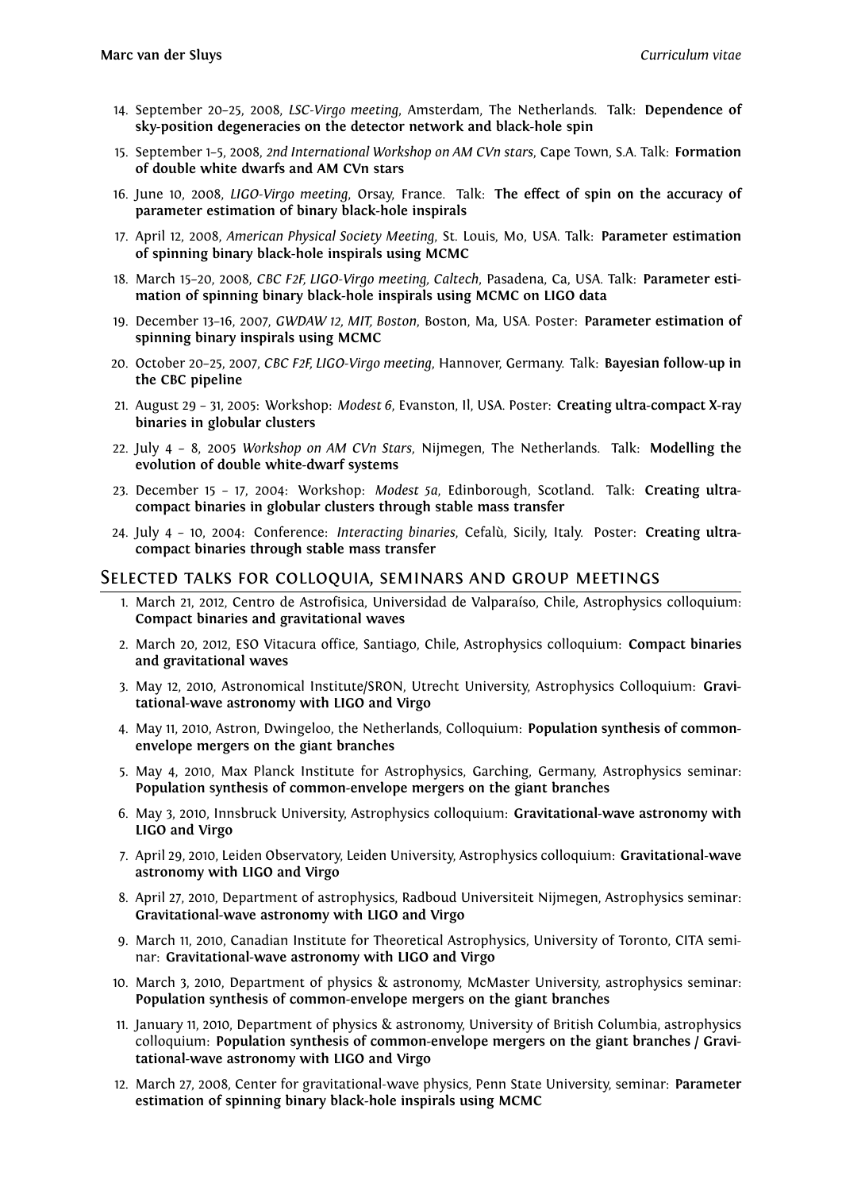14. September 20–25, 2008, *LSC-Virgo meeting*, Amsterdam, The Netherlands. Talk: **Dependence of sky-position degeneracies on the detector network and black-hole spin**
15. September 1–5, 2008, *2nd International Workshop on AM CVn stars*, Cape Town, S.A. Talk: **Formation of double white dwarfs and AM CVn stars**
16. June 10, 2008, *LIGO-Virgo meeting*, Orsay, France. Talk: **The effect of spin on the accuracy of parameter estimation of binary black-hole inspirals**
17. April 12, 2008, *American Physical Society Meeting*, St. Louis, Mo, USA. Talk: **Parameter estimation of spinning binary black-hole inspirals using MCMC**
18. March 15–20, 2008, *CBC F2F, LIGO-Virgo meeting, Caltech*, Pasadena, Ca, USA. Talk: **Parameter estimation of spinning binary black-hole inspirals using MCMC on LIGO data**
19. December 13–16, 2007, *GWDAW 12, MIT, Boston*, Boston, Ma, USA. Poster: **Parameter estimation of spinning binary inspirals using MCMC**
20. October 20–25, 2007, *CBC F2F, LIGO-Virgo meeting*, Hannover, Germany. Talk: **Bayesian follow-up in the CBC pipeline**
21. August 29 – 31, 2005: Workshop: *Modest 6*, Evanston, Il, USA. Poster: **Creating ultra-compact X-ray binaries in globular clusters**
22. July 4 – 8, 2005 *Workshop on AM CVn Stars*, Nijmegen, The Netherlands. Talk: **Modelling the evolution of double white-dwarf systems**
23. December 15 – 17, 2004: Workshop: *Modest 5a*, Edinborough, Scotland. Talk: **Creating ultra-compact binaries in globular clusters through stable mass transfer**
24. July 4 – 10, 2004: Conference: *Interacting binaries*, Cefalù, Sicily, Italy. Poster: **Creating ultra-compact binaries through stable mass transfer**

## Selected talks for colloquia, seminars and group meetings

1. March 21, 2012, Centro de Astrofisica, Universidad de Valparaíso, Chile, Astrophysics colloquium: **Compact binaries and gravitational waves**
2. March 20, 2012, ESO Vitacura office, Santiago, Chile, Astrophysics colloquium: **Compact binaries and gravitational waves**
3. May 12, 2010, Astronomical Institute/SRON, Utrecht University, Astrophysics Colloquium: **Gravitational-wave astronomy with LIGO and Virgo**
4. May 11, 2010, Astron, Dwingeloo, the Netherlands, Colloquium: **Population synthesis of common-envelope mergers on the giant branches**
5. May 4, 2010, Max Planck Institute for Astrophysics, Garching, Germany, Astrophysics seminar: **Population synthesis of common-envelope mergers on the giant branches**
6. May 3, 2010, Innsbruck University, Astrophysics colloquium: **Gravitational-wave astronomy with LIGO and Virgo**
7. April 29, 2010, Leiden Observatory, Leiden University, Astrophysics colloquium: **Gravitational-wave astronomy with LIGO and Virgo**
8. April 27, 2010, Department of astrophysics, Radboud Universiteit Nijmegen, Astrophysics seminar: **Gravitational-wave astronomy with LIGO and Virgo**
9. March 11, 2010, Canadian Institute for Theoretical Astrophysics, University of Toronto, CITA seminar: **Gravitational-wave astronomy with LIGO and Virgo**
10. March 3, 2010, Department of physics & astronomy, McMaster University, astrophysics seminar: **Population synthesis of common-envelope mergers on the giant branches**
11. January 11, 2010, Department of physics & astronomy, University of British Columbia, astrophysics colloquium: **Population synthesis of common-envelope mergers on the giant branches / Gravitational-wave astronomy with LIGO and Virgo**
12. March 27, 2008, Center for gravitational-wave physics, Penn State University, seminar: **Parameter estimation of spinning binary black-hole inspirals using MCMC**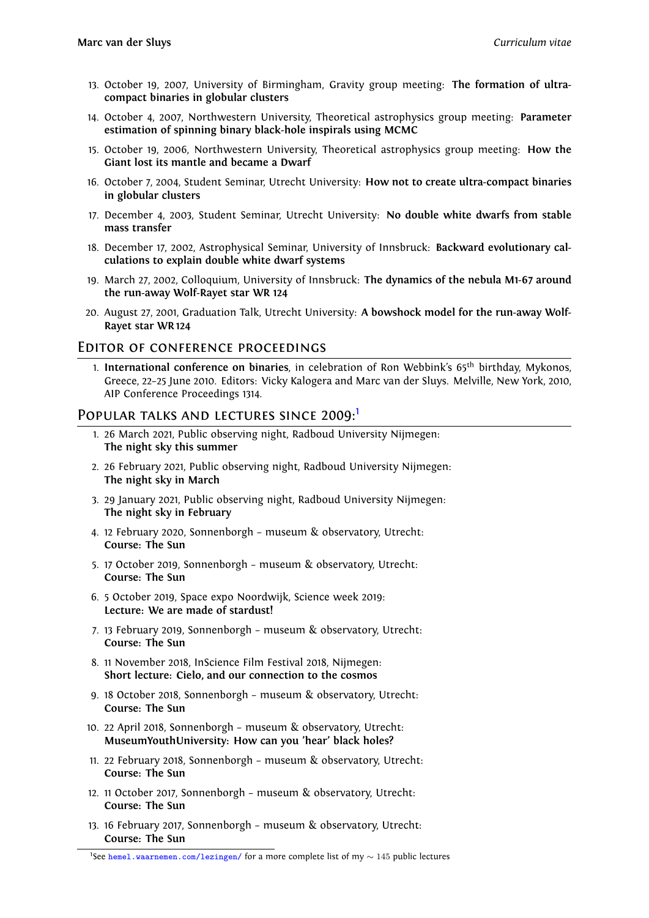13. October 19, 2007, University of Birmingham, Gravity group meeting: **The formation of ultra-compact binaries in globular clusters**

14. October 4, 2007, Northwestern University, Theoretical astrophysics group meeting: **Parameter estimation of spinning binary black-hole inspirals using MCMC**

15. October 19, 2006, Northwestern University, Theoretical astrophysics group meeting: **How the Giant lost its mantle and became a Dwarf**

16. October 7, 2004, Student Seminar, Utrecht University: **How not to create ultra-compact binaries in globular clusters**

17. December 4, 2003, Student Seminar, Utrecht University: **No double white dwarfs from stable mass transfer**

18. December 17, 2002, Astrophysical Seminar, University of Innsbruck: **Backward evolutionary calculations to explain double white dwarf systems**

19. March 27, 2002, Colloquium, University of Innsbruck: **The dynamics of the nebula M1-67 around the run-away Wolf-Rayet star WR 124**

20. August 27, 2001, Graduation Talk, Utrecht University: **A bowshock model for the run-away Wolf-Rayet star WR 124**

## Editor of conference proceedings

1. **International conference on binaries**, in celebration of Ron Webbink's 65$^{th}$ birthday, Mykonos, Greece, 22–25 June 2010. Editors: Vicky Kalogera and Marc van der Sluys. Melville, New York, 2010, AIP Conference Proceedings 1314.

## Popular talks and lectures since 2009:[1]

1. 26 March 2021, Public observing night, Radboud University Nijmegen:
   **The night sky this summer**

2. 26 February 2021, Public observing night, Radboud University Nijmegen:
   **The night sky in March**

3. 29 January 2021, Public observing night, Radboud University Nijmegen:
   **The night sky in February**

4. 12 February 2020, Sonnenborgh – museum & observatory, Utrecht:
   **Course: The Sun**

5. 17 October 2019, Sonnenborgh – museum & observatory, Utrecht:
   **Course: The Sun**

6. 5 October 2019, Space expo Noordwijk, Science week 2019:
   **Lecture: We are made of stardust!**

7. 13 February 2019, Sonnenborgh – museum & observatory, Utrecht:
   **Course: The Sun**

8. 11 November 2018, InScience Film Festival 2018, Nijmegen:
   **Short lecture: Cielo, and our connection to the cosmos**

9. 18 October 2018, Sonnenborgh – museum & observatory, Utrecht:
   **Course: The Sun**

10. 22 April 2018, Sonnenborgh – museum & observatory, Utrecht:
    **MuseumYouthUniversity: How can you 'hear' black holes?**

11. 22 February 2018, Sonnenborgh – museum & observatory, Utrecht:
    **Course: The Sun**

12. 11 October 2017, Sonnenborgh – museum & observatory, Utrecht:
    **Course: The Sun**

13. 16 February 2017, Sonnenborgh – museum & observatory, Utrecht:
    **Course: The Sun**

[1] See hemel.waarnemen.com/lezingen/ for a more complete list of my $\sim 145$ public lectures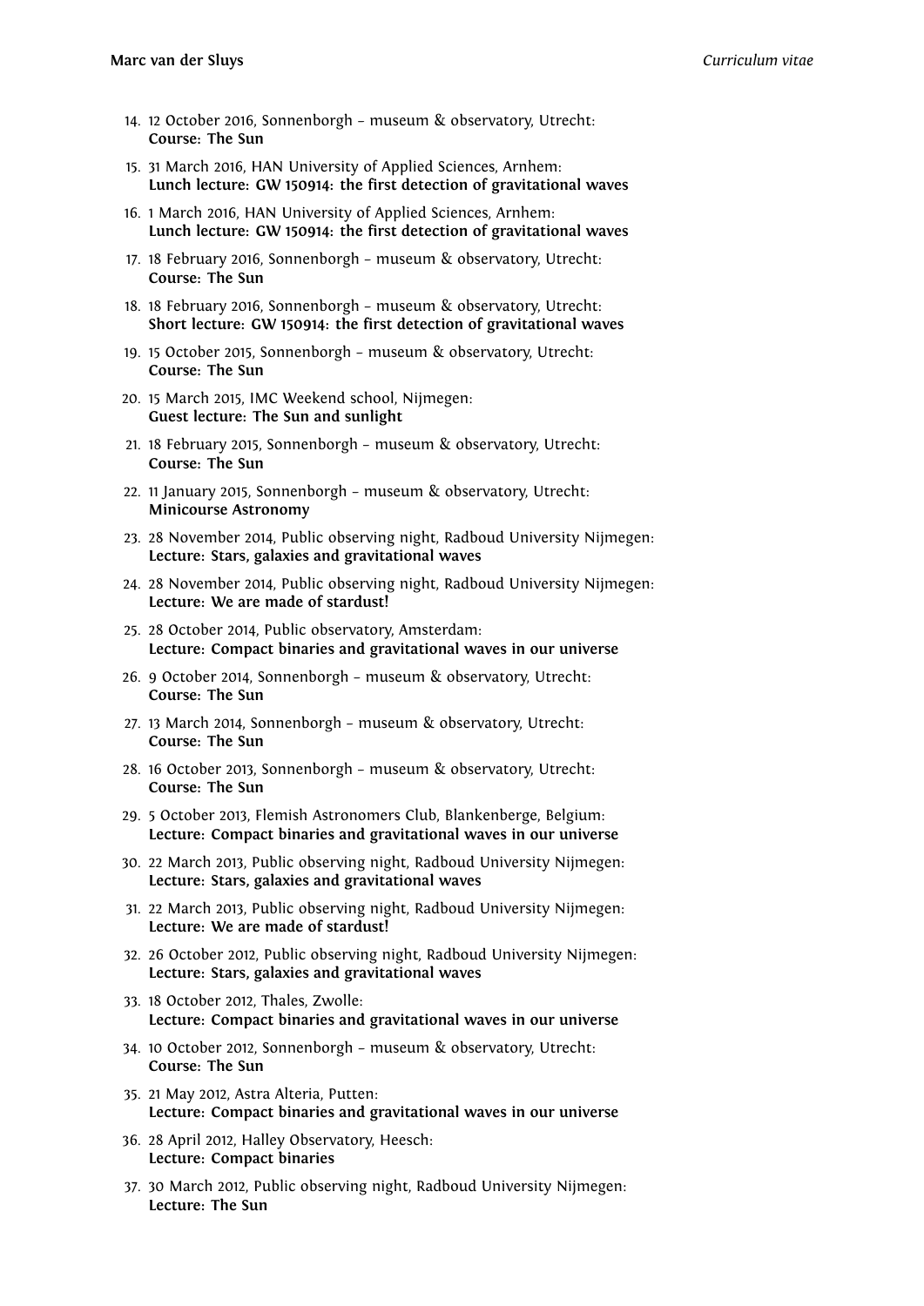14. 12 October 2016, Sonnenborgh – museum & observatory, Utrecht:
    **Course: The Sun**
15. 31 March 2016, HAN University of Applied Sciences, Arnhem:
    **Lunch lecture: GW 150914: the first detection of gravitational waves**
16. 1 March 2016, HAN University of Applied Sciences, Arnhem:
    **Lunch lecture: GW 150914: the first detection of gravitational waves**
17. 18 February 2016, Sonnenborgh – museum & observatory, Utrecht:
    **Course: The Sun**
18. 18 February 2016, Sonnenborgh – museum & observatory, Utrecht:
    **Short lecture: GW 150914: the first detection of gravitational waves**
19. 15 October 2015, Sonnenborgh – museum & observatory, Utrecht:
    **Course: The Sun**
20. 15 March 2015, IMC Weekend school, Nijmegen:
    **Guest lecture: The Sun and sunlight**
21. 18 February 2015, Sonnenborgh – museum & observatory, Utrecht:
    **Course: The Sun**
22. 11 January 2015, Sonnenborgh – museum & observatory, Utrecht:
    **Minicourse Astronomy**
23. 28 November 2014, Public observing night, Radboud University Nijmegen:
    **Lecture: Stars, galaxies and gravitational waves**
24. 28 November 2014, Public observing night, Radboud University Nijmegen:
    **Lecture: We are made of stardust!**
25. 28 October 2014, Public observatory, Amsterdam:
    **Lecture: Compact binaries and gravitational waves in our universe**
26. 9 October 2014, Sonnenborgh – museum & observatory, Utrecht:
    **Course: The Sun**
27. 13 March 2014, Sonnenborgh – museum & observatory, Utrecht:
    **Course: The Sun**
28. 16 October 2013, Sonnenborgh – museum & observatory, Utrecht:
    **Course: The Sun**
29. 5 October 2013, Flemish Astronomers Club, Blankenberge, Belgium:
    **Lecture: Compact binaries and gravitational waves in our universe**
30. 22 March 2013, Public observing night, Radboud University Nijmegen:
    **Lecture: Stars, galaxies and gravitational waves**
31. 22 March 2013, Public observing night, Radboud University Nijmegen:
    **Lecture: We are made of stardust!**
32. 26 October 2012, Public observing night, Radboud University Nijmegen:
    **Lecture: Stars, galaxies and gravitational waves**
33. 18 October 2012, Thales, Zwolle:
    **Lecture: Compact binaries and gravitational waves in our universe**
34. 10 October 2012, Sonnenborgh – museum & observatory, Utrecht:
    **Course: The Sun**
35. 21 May 2012, Astra Alteria, Putten:
    **Lecture: Compact binaries and gravitational waves in our universe**
36. 28 April 2012, Halley Observatory, Heesch:
    **Lecture: Compact binaries**
37. 30 March 2012, Public observing night, Radboud University Nijmegen:
    **Lecture: The Sun**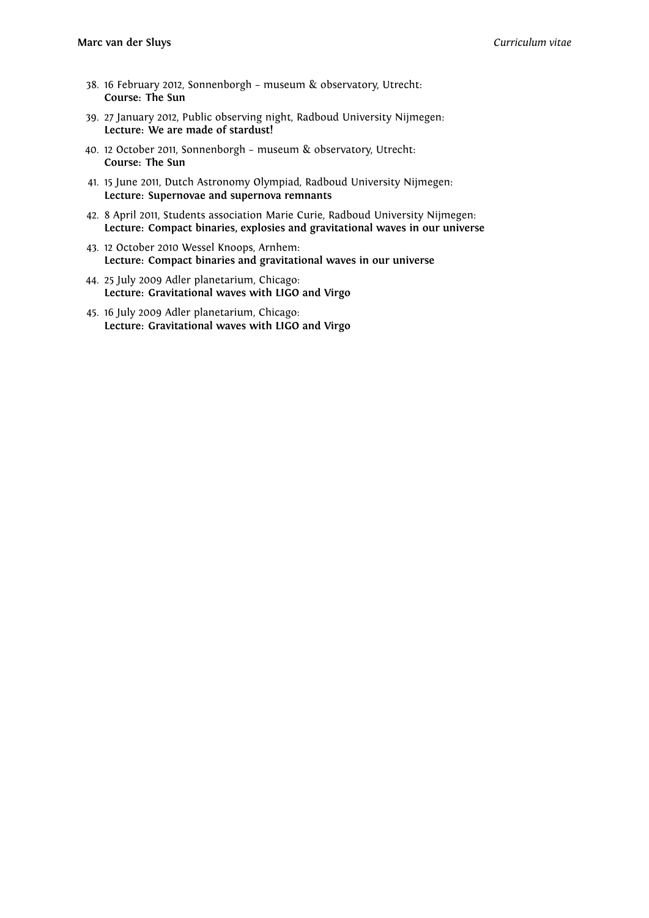38. 16 February 2012, Sonnenborgh – museum & observatory, Utrecht:
    **Course: The Sun**
39. 27 January 2012, Public observing night, Radboud University Nijmegen:
    **Lecture: We are made of stardust!**
40. 12 October 2011, Sonnenborgh – museum & observatory, Utrecht:
    **Course: The Sun**
41. 15 June 2011, Dutch Astronomy Olympiad, Radboud University Nijmegen:
    **Lecture: Supernovae and supernova remnants**
42. 8 April 2011, Students association Marie Curie, Radboud University Nijmegen:
    **Lecture: Compact binaries, explosies and gravitational waves in our universe**
43. 12 October 2010 Wessel Knoops, Arnhem:
    **Lecture: Compact binaries and gravitational waves in our universe**
44. 25 July 2009 Adler planetarium, Chicago:
    **Lecture: Gravitational waves with LIGO and Virgo**
45. 16 July 2009 Adler planetarium, Chicago:
    **Lecture: Gravitational waves with LIGO and Virgo**